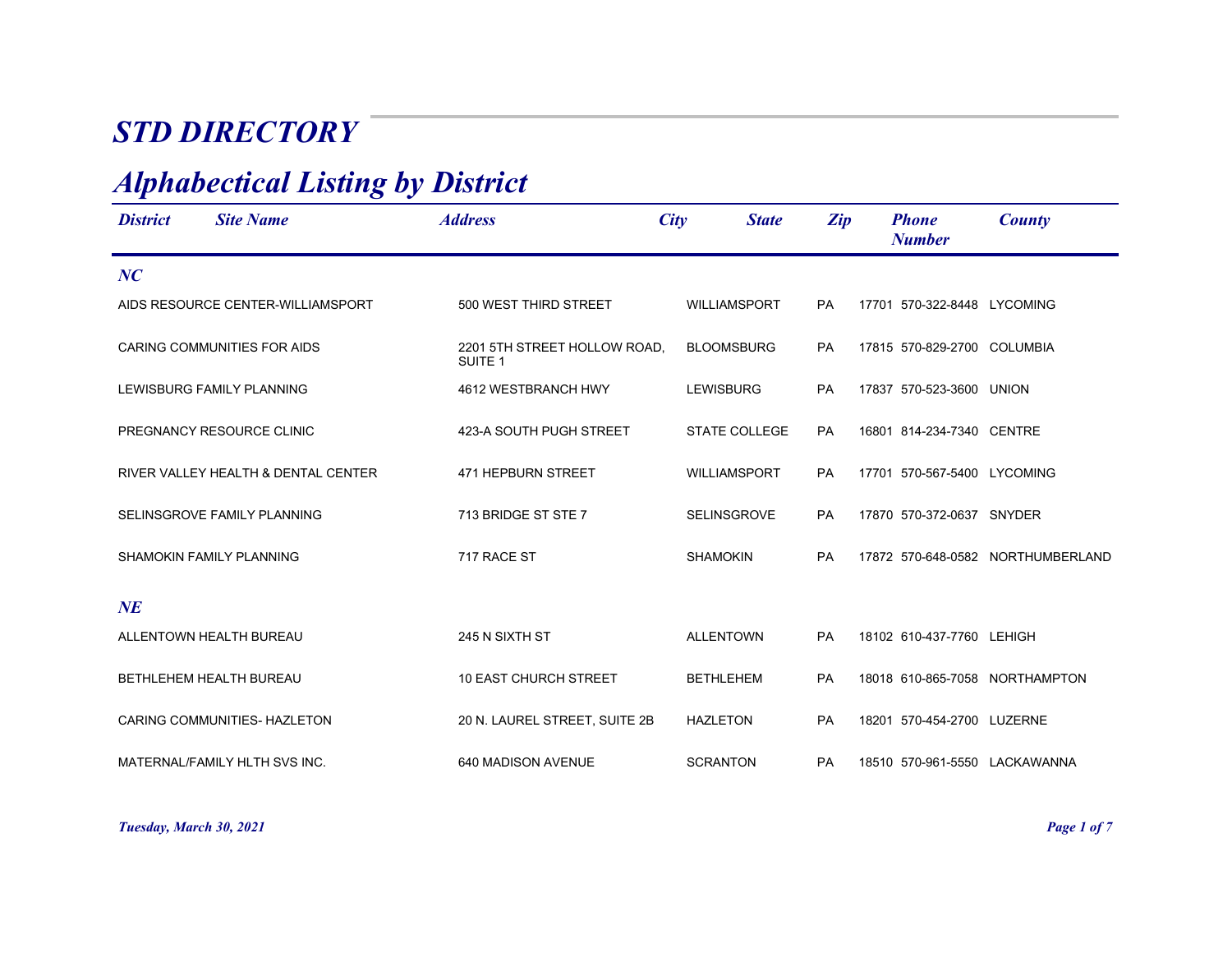# STD DIRECTORY

## Alphabectical Listing by District

| District | Site Name | Address | City | State | Zip | Phone Number | County |
|---|---|---|---|---|---|---|---|
| ***NC*** | | | | | | | |
| | AIDS RESOURCE CENTER-WILLIAMSPORT | 500 WEST THIRD STREET | WILLIAMSPORT | PA | 17701 | 570-322-8448 | LYCOMING |
| | CARING COMMUNITIES FOR AIDS | 2201 5TH STREET HOLLOW ROAD, SUITE 1 | BLOOMSBURG | PA | 17815 | 570-829-2700 | COLUMBIA |
| | LEWISBURG FAMILY PLANNING | 4612 WESTBRANCH HWY | LEWISBURG | PA | 17837 | 570-523-3600 | UNION |
| | PREGNANCY RESOURCE CLINIC | 423-A SOUTH PUGH STREET | STATE COLLEGE | PA | 16801 | 814-234-7340 | CENTRE |
| | RIVER VALLEY HEALTH & DENTAL CENTER | 471 HEPBURN STREET | WILLIAMSPORT | PA | 17701 | 570-567-5400 | LYCOMING |
| | SELINSGROVE FAMILY PLANNING | 713 BRIDGE ST STE 7 | SELINSGROVE | PA | 17870 | 570-372-0637 | SNYDER |
| | SHAMOKIN FAMILY PLANNING | 717 RACE ST | SHAMOKIN | PA | 17872 | 570-648-0582 | NORTHUMBERLAND |
| ***NE*** | | | | | | | |
| | ALLENTOWN HEALTH BUREAU | 245 N SIXTH ST | ALLENTOWN | PA | 18102 | 610-437-7760 | LEHIGH |
| | BETHLEHEM HEALTH BUREAU | 10 EAST CHURCH STREET | BETHLEHEM | PA | 18018 | 610-865-7058 | NORTHAMPTON |
| | CARING COMMUNITIES- HAZLETON | 20 N. LAUREL STREET, SUITE 2B | HAZLETON | PA | 18201 | 570-454-2700 | LUZERNE |
| | MATERNAL/FAMILY HLTH SVS INC. | 640 MADISON AVENUE | SCRANTON | PA | 18510 | 570-961-5550 | LACKAWANNA |

*Tuesday, March 30, 2021*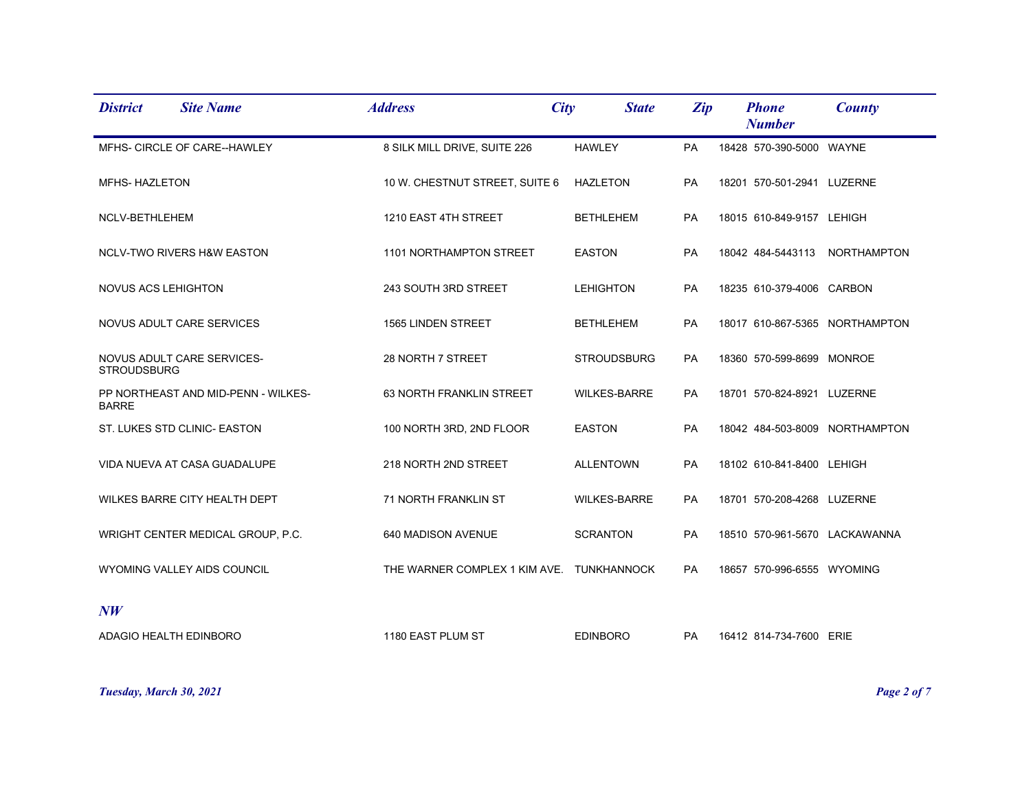| District | Site Name | Address | City | State | Zip | Phone Number | County |
|---|---|---|---|---|---|---|---|
| | MFHS- CIRCLE OF CARE--HAWLEY | 8 SILK MILL DRIVE, SUITE 226 | HAWLEY | PA | 18428 | 570-390-5000 | WAYNE |
| | MFHS- HAZLETON | 10 W. CHESTNUT STREET, SUITE 6 | HAZLETON | PA | 18201 | 570-501-2941 | LUZERNE |
| | NCLV-BETHLEHEM | 1210 EAST 4TH STREET | BETHLEHEM | PA | 18015 | 610-849-9157 | LEHIGH |
| | NCLV-TWO RIVERS H&W EASTON | 1101 NORTHAMPTON STREET | EASTON | PA | 18042 | 484-5443113 | NORTHAMPTON |
| | NOVUS ACS LEHIGHTON | 243 SOUTH 3RD STREET | LEHIGHTON | PA | 18235 | 610-379-4006 | CARBON |
| | NOVUS ADULT CARE SERVICES | 1565 LINDEN STREET | BETHLEHEM | PA | 18017 | 610-867-5365 | NORTHAMPTON |
| | NOVUS ADULT CARE SERVICES-STROUDSBURG | 28 NORTH 7 STREET | STROUDSBURG | PA | 18360 | 570-599-8699 | MONROE |
| | PP NORTHEAST AND MID-PENN - WILKES-BARRE | 63 NORTH FRANKLIN STREET | WILKES-BARRE | PA | 18701 | 570-824-8921 | LUZERNE |
| | ST. LUKES STD CLINIC- EASTON | 100 NORTH 3RD, 2ND FLOOR | EASTON | PA | 18042 | 484-503-8009 | NORTHAMPTON |
| | VIDA NUEVA AT CASA GUADALUPE | 218 NORTH 2ND STREET | ALLENTOWN | PA | 18102 | 610-841-8400 | LEHIGH |
| | WILKES BARRE CITY HEALTH DEPT | 71 NORTH FRANKLIN ST | WILKES-BARRE | PA | 18701 | 570-208-4268 | LUZERNE |
| | WRIGHT CENTER MEDICAL GROUP, P.C. | 640 MADISON AVENUE | SCRANTON | PA | 18510 | 570-961-5670 | LACKAWANNA |
| | WYOMING VALLEY AIDS COUNCIL | THE WARNER COMPLEX 1 KIM AVE. | TUNKHANNOCK | PA | 18657 | 570-996-6555 | WYOMING |
| ***NW*** | | | | | | | |
| | ADAGIO HEALTH EDINBORO | 1180 EAST PLUM ST | EDINBORO | PA | 16412 | 814-734-7600 | ERIE |

*Tuesday, March 30, 2021*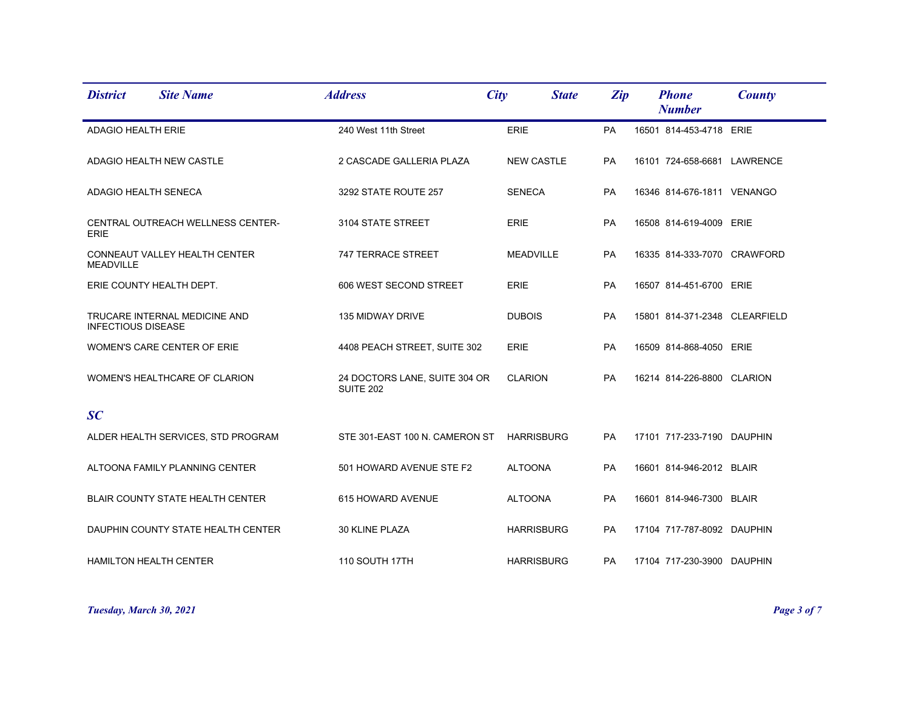| District | Site Name | Address | City | State | Zip | Phone Number | County |
|---|---|---|---|---|---|---|---|
| | ADAGIO HEALTH ERIE | 240 West 11th Street | ERIE | PA | 16501 | 814-453-4718 | ERIE |
| | ADAGIO HEALTH NEW CASTLE | 2 CASCADE GALLERIA PLAZA | NEW CASTLE | PA | 16101 | 724-658-6681 | LAWRENCE |
| | ADAGIO HEALTH SENECA | 3292 STATE ROUTE 257 | SENECA | PA | 16346 | 814-676-1811 | VENANGO |
| | CENTRAL OUTREACH WELLNESS CENTER-ERIE | 3104 STATE STREET | ERIE | PA | 16508 | 814-619-4009 | ERIE |
| | CONNEAUT VALLEY HEALTH CENTER MEADVILLE | 747 TERRACE STREET | MEADVILLE | PA | 16335 | 814-333-7070 | CRAWFORD |
| | ERIE COUNTY HEALTH DEPT. | 606 WEST SECOND STREET | ERIE | PA | 16507 | 814-451-6700 | ERIE |
| | TRUCARE INTERNAL MEDICINE AND INFECTIOUS DISEASE | 135 MIDWAY DRIVE | DUBOIS | PA | 15801 | 814-371-2348 | CLEARFIELD |
| | WOMEN'S CARE CENTER OF ERIE | 4408 PEACH STREET, SUITE 302 | ERIE | PA | 16509 | 814-868-4050 | ERIE |
| | WOMEN'S HEALTHCARE OF CLARION | 24 DOCTORS LANE, SUITE 304 OR SUITE 202 | CLARION | PA | 16214 | 814-226-8800 | CLARION |
| ***SC*** | | | | | | | |
| | ALDER HEALTH SERVICES, STD PROGRAM | STE 301-EAST 100 N. CAMERON ST | HARRISBURG | PA | 17101 | 717-233-7190 | DAUPHIN |
| | ALTOONA FAMILY PLANNING CENTER | 501 HOWARD AVENUE STE F2 | ALTOONA | PA | 16601 | 814-946-2012 | BLAIR |
| | BLAIR COUNTY STATE HEALTH CENTER | 615 HOWARD AVENUE | ALTOONA | PA | 16601 | 814-946-7300 | BLAIR |
| | DAUPHIN COUNTY STATE HEALTH CENTER | 30 KLINE PLAZA | HARRISBURG | PA | 17104 | 717-787-8092 | DAUPHIN |
| | HAMILTON HEALTH CENTER | 110 SOUTH 17TH | HARRISBURG | PA | 17104 | 717-230-3900 | DAUPHIN |

*Tuesday, March 30, 2021*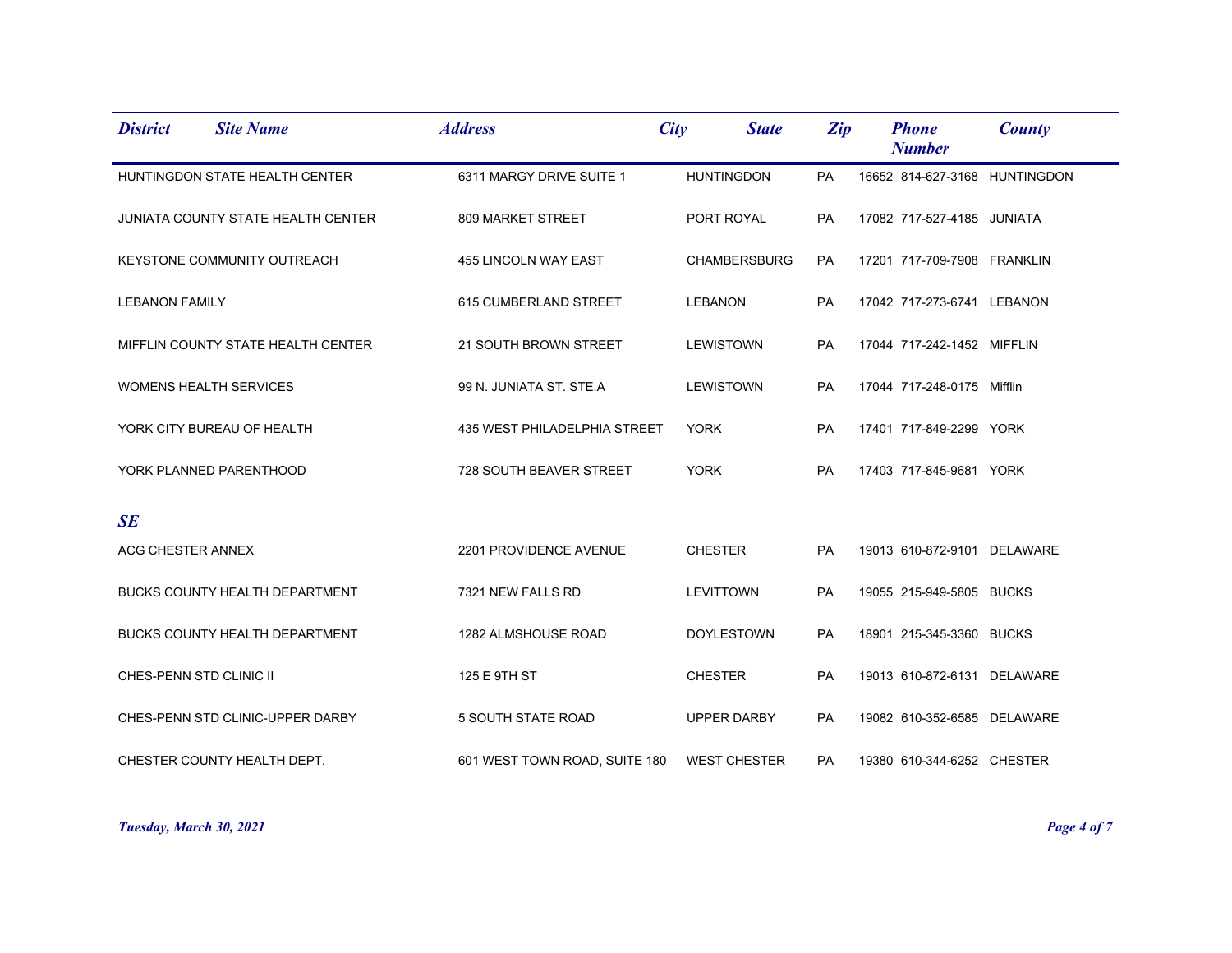| District | Site Name | Address | City | State | Zip | Phone Number | County |
|---|---|---|---|---|---|---|---|
| | HUNTINGDON STATE HEALTH CENTER | 6311 MARGY DRIVE SUITE 1 | HUNTINGDON | PA | 16652 | 814-627-3168 | HUNTINGDON |
| | JUNIATA COUNTY STATE HEALTH CENTER | 809 MARKET STREET | PORT ROYAL | PA | 17082 | 717-527-4185 | JUNIATA |
| | KEYSTONE COMMUNITY OUTREACH | 455 LINCOLN WAY EAST | CHAMBERSBURG | PA | 17201 | 717-709-7908 | FRANKLIN |
| | LEBANON FAMILY | 615 CUMBERLAND STREET | LEBANON | PA | 17042 | 717-273-6741 | LEBANON |
| | MIFFLIN COUNTY STATE HEALTH CENTER | 21 SOUTH BROWN STREET | LEWISTOWN | PA | 17044 | 717-242-1452 | MIFFLIN |
| | WOMENS HEALTH SERVICES | 99 N. JUNIATA ST. STE.A | LEWISTOWN | PA | 17044 | 717-248-0175 | Mifflin |
| | YORK CITY BUREAU OF HEALTH | 435 WEST PHILADELPHIA STREET | YORK | PA | 17401 | 717-849-2299 | YORK |
| | YORK PLANNED PARENTHOOD | 728 SOUTH BEAVER STREET | YORK | PA | 17403 | 717-845-9681 | YORK |
| ***SE*** | | | | | | | |
| | ACG CHESTER ANNEX | 2201 PROVIDENCE AVENUE | CHESTER | PA | 19013 | 610-872-9101 | DELAWARE |
| | BUCKS COUNTY HEALTH DEPARTMENT | 7321 NEW FALLS RD | LEVITTOWN | PA | 19055 | 215-949-5805 | BUCKS |
| | BUCKS COUNTY HEALTH DEPARTMENT | 1282 ALMSHOUSE ROAD | DOYLESTOWN | PA | 18901 | 215-345-3360 | BUCKS |
| | CHES-PENN STD CLINIC II | 125 E 9TH ST | CHESTER | PA | 19013 | 610-872-6131 | DELAWARE |
| | CHES-PENN STD CLINIC-UPPER DARBY | 5 SOUTH STATE ROAD | UPPER DARBY | PA | 19082 | 610-352-6585 | DELAWARE |
| | CHESTER COUNTY HEALTH DEPT. | 601 WEST TOWN ROAD, SUITE 180 | WEST CHESTER | PA | 19380 | 610-344-6252 | CHESTER |

*Tuesday, March 30, 2021*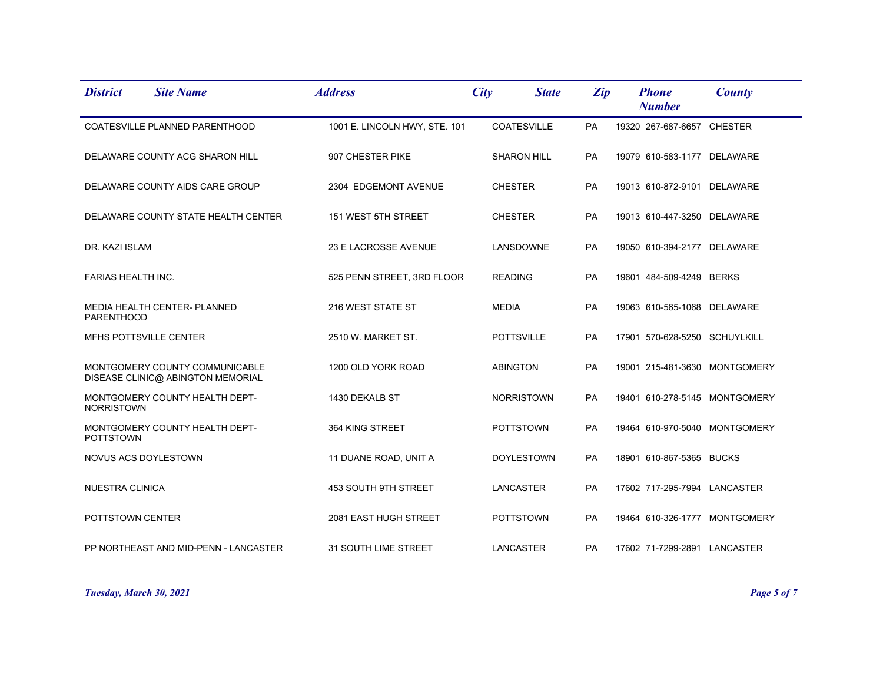| District | Site Name | Address | City | State | Zip | Phone Number | County |
|---|---|---|---|---|---|---|---|
| | COATESVILLE PLANNED PARENTHOOD | 1001 E. LINCOLN HWY, STE. 101 | COATESVILLE | PA | 19320 | 267-687-6657 | CHESTER |
| | DELAWARE COUNTY ACG SHARON HILL | 907 CHESTER PIKE | SHARON HILL | PA | 19079 | 610-583-1177 | DELAWARE |
| | DELAWARE COUNTY AIDS CARE GROUP | 2304 EDGEMONT AVENUE | CHESTER | PA | 19013 | 610-872-9101 | DELAWARE |
| | DELAWARE COUNTY STATE HEALTH CENTER | 151 WEST 5TH STREET | CHESTER | PA | 19013 | 610-447-3250 | DELAWARE |
| | DR. KAZI ISLAM | 23 E LACROSSE AVENUE | LANSDOWNE | PA | 19050 | 610-394-2177 | DELAWARE |
| | FARIAS HEALTH INC. | 525 PENN STREET, 3RD FLOOR | READING | PA | 19601 | 484-509-4249 | BERKS |
| | MEDIA HEALTH CENTER- PLANNED PARENTHOOD | 216 WEST STATE ST | MEDIA | PA | 19063 | 610-565-1068 | DELAWARE |
| | MFHS POTTSVILLE CENTER | 2510 W. MARKET ST. | POTTSVILLE | PA | 17901 | 570-628-5250 | SCHUYLKILL |
| | MONTGOMERY COUNTY COMMUNICABLE DISEASE CLINIC@ ABINGTON MEMORIAL | 1200 OLD YORK ROAD | ABINGTON | PA | 19001 | 215-481-3630 | MONTGOMERY |
| | MONTGOMERY COUNTY HEALTH DEPT- NORRISTOWN | 1430 DEKALB ST | NORRISTOWN | PA | 19401 | 610-278-5145 | MONTGOMERY |
| | MONTGOMERY COUNTY HEALTH DEPT- POTTSTOWN | 364 KING STREET | POTTSTOWN | PA | 19464 | 610-970-5040 | MONTGOMERY |
| | NOVUS ACS DOYLESTOWN | 11 DUANE ROAD, UNIT A | DOYLESTOWN | PA | 18901 | 610-867-5365 | BUCKS |
| | NUESTRA CLINICA | 453 SOUTH 9TH STREET | LANCASTER | PA | 17602 | 717-295-7994 | LANCASTER |
| | POTTSTOWN CENTER | 2081 EAST HUGH STREET | POTTSTOWN | PA | 19464 | 610-326-1777 | MONTGOMERY |
| | PP NORTHEAST AND MID-PENN - LANCASTER | 31 SOUTH LIME STREET | LANCASTER | PA | 17602 | 71-7299-2891 | LANCASTER |

*Tuesday, March 30, 2021*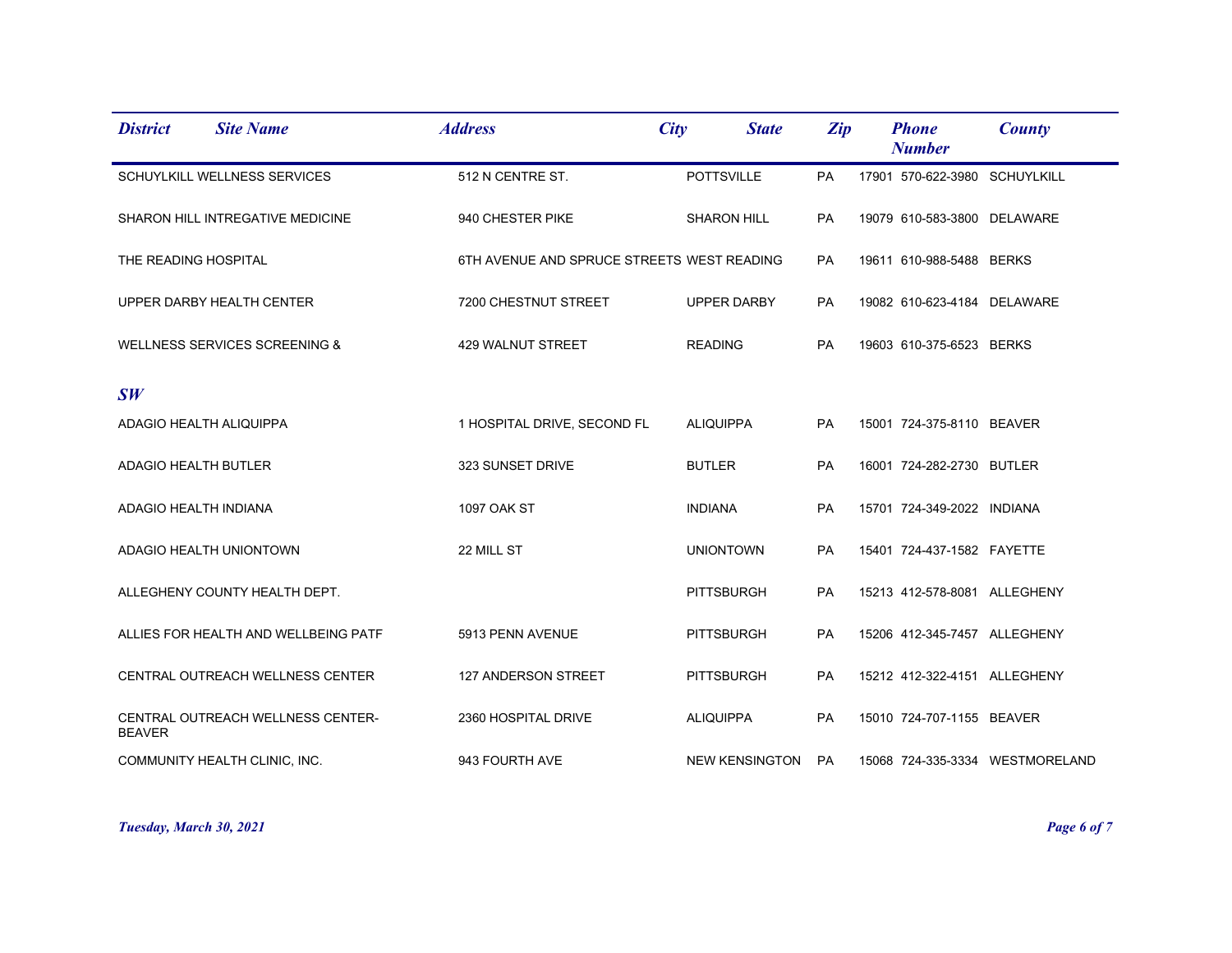| District | Site Name | Address | City | State | Zip | Phone Number | County |
|---|---|---|---|---|---|---|---|
| | SCHUYLKILL WELLNESS SERVICES | 512 N CENTRE ST. | POTTSVILLE | PA | 17901 | 570-622-3980 | SCHUYLKILL |
| | SHARON HILL INTREGATIVE MEDICINE | 940 CHESTER PIKE | SHARON HILL | PA | 19079 | 610-583-3800 | DELAWARE |
| | THE READING HOSPITAL | 6TH AVENUE AND SPRUCE STREETS | WEST READING | PA | 19611 | 610-988-5488 | BERKS |
| | UPPER DARBY HEALTH CENTER | 7200 CHESTNUT STREET | UPPER DARBY | PA | 19082 | 610-623-4184 | DELAWARE |
| | WELLNESS SERVICES SCREENING & | 429 WALNUT STREET | READING | PA | 19603 | 610-375-6523 | BERKS |
| ***SW*** | | | | | | | |
| | ADAGIO HEALTH ALIQUIPPA | 1 HOSPITAL DRIVE, SECOND FL | ALIQUIPPA | PA | 15001 | 724-375-8110 | BEAVER |
| | ADAGIO HEALTH BUTLER | 323 SUNSET DRIVE | BUTLER | PA | 16001 | 724-282-2730 | BUTLER |
| | ADAGIO HEALTH INDIANA | 1097 OAK ST | INDIANA | PA | 15701 | 724-349-2022 | INDIANA |
| | ADAGIO HEALTH UNIONTOWN | 22 MILL ST | UNIONTOWN | PA | 15401 | 724-437-1582 | FAYETTE |
| | ALLEGHENY COUNTY HEALTH DEPT. | | PITTSBURGH | PA | 15213 | 412-578-8081 | ALLEGHENY |
| | ALLIES FOR HEALTH AND WELLBEING PATF | 5913 PENN AVENUE | PITTSBURGH | PA | 15206 | 412-345-7457 | ALLEGHENY |
| | CENTRAL OUTREACH WELLNESS CENTER | 127 ANDERSON STREET | PITTSBURGH | PA | 15212 | 412-322-4151 | ALLEGHENY |
| | CENTRAL OUTREACH WELLNESS CENTER-BEAVER | 2360 HOSPITAL DRIVE | ALIQUIPPA | PA | 15010 | 724-707-1155 | BEAVER |
| | COMMUNITY HEALTH CLINIC, INC. | 943 FOURTH AVE | NEW KENSINGTON | PA | 15068 | 724-335-3334 | WESTMORELAND |

*Tuesday, March 30, 2021*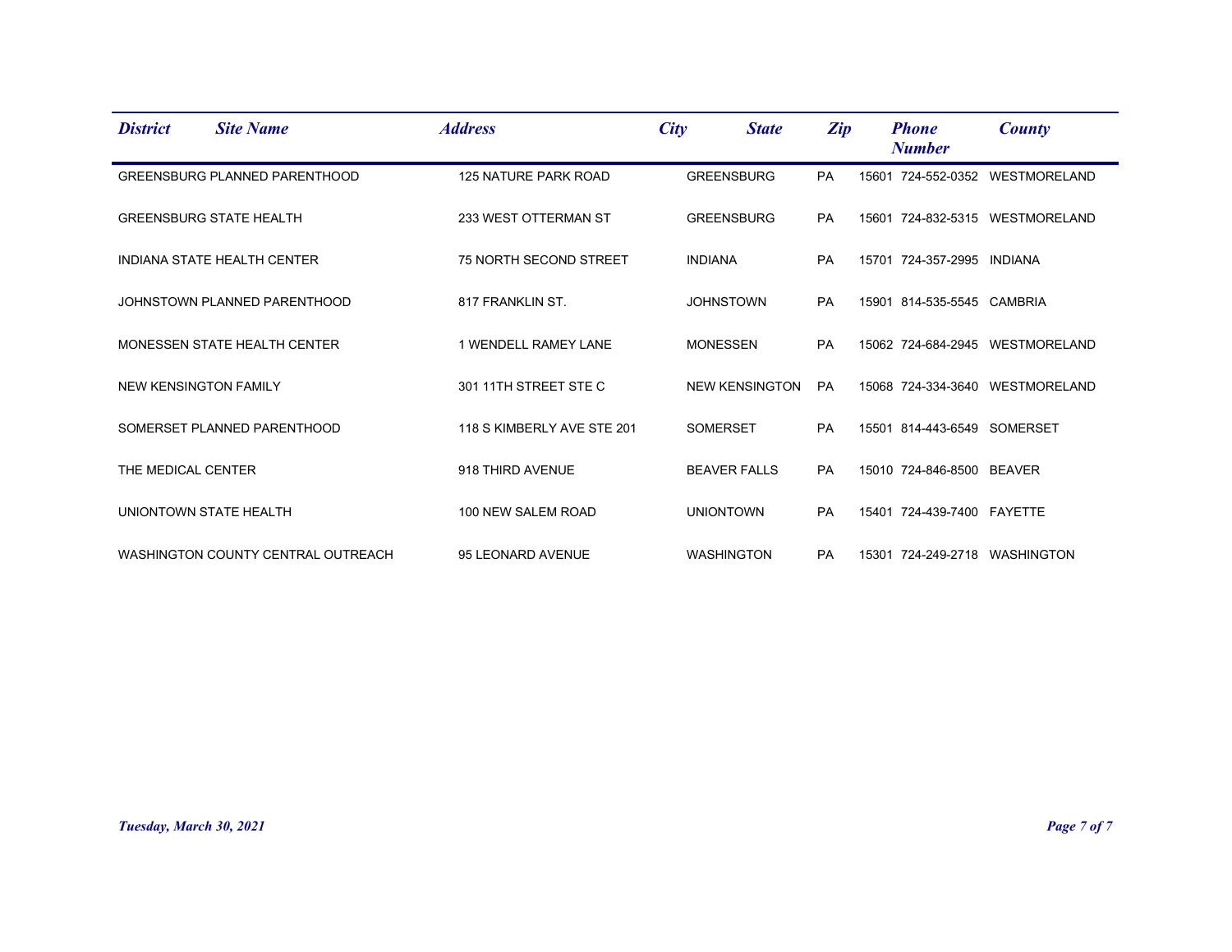| District | Site Name | Address | City | State | Zip | Phone Number | County |
|---|---|---|---|---|---|---|---|
| | GREENSBURG PLANNED PARENTHOOD | 125 NATURE PARK ROAD | GREENSBURG | PA | 15601 | 724-552-0352 | WESTMORELAND |
| | GREENSBURG STATE HEALTH | 233 WEST OTTERMAN ST | GREENSBURG | PA | 15601 | 724-832-5315 | WESTMORELAND |
| | INDIANA STATE HEALTH CENTER | 75 NORTH SECOND STREET | INDIANA | PA | 15701 | 724-357-2995 | INDIANA |
| | JOHNSTOWN PLANNED PARENTHOOD | 817 FRANKLIN ST. | JOHNSTOWN | PA | 15901 | 814-535-5545 | CAMBRIA |
| | MONESSEN STATE HEALTH CENTER | 1 WENDELL RAMEY LANE | MONESSEN | PA | 15062 | 724-684-2945 | WESTMORELAND |
| | NEW KENSINGTON FAMILY | 301 11TH STREET STE C | NEW KENSINGTON | PA | 15068 | 724-334-3640 | WESTMORELAND |
| | SOMERSET PLANNED PARENTHOOD | 118 S KIMBERLY AVE STE 201 | SOMERSET | PA | 15501 | 814-443-6549 | SOMERSET |
| | THE MEDICAL CENTER | 918 THIRD AVENUE | BEAVER FALLS | PA | 15010 | 724-846-8500 | BEAVER |
| | UNIONTOWN STATE HEALTH | 100 NEW SALEM ROAD | UNIONTOWN | PA | 15401 | 724-439-7400 | FAYETTE |
| | WASHINGTON COUNTY CENTRAL OUTREACH | 95 LEONARD AVENUE | WASHINGTON | PA | 15301 | 724-249-2718 | WASHINGTON |